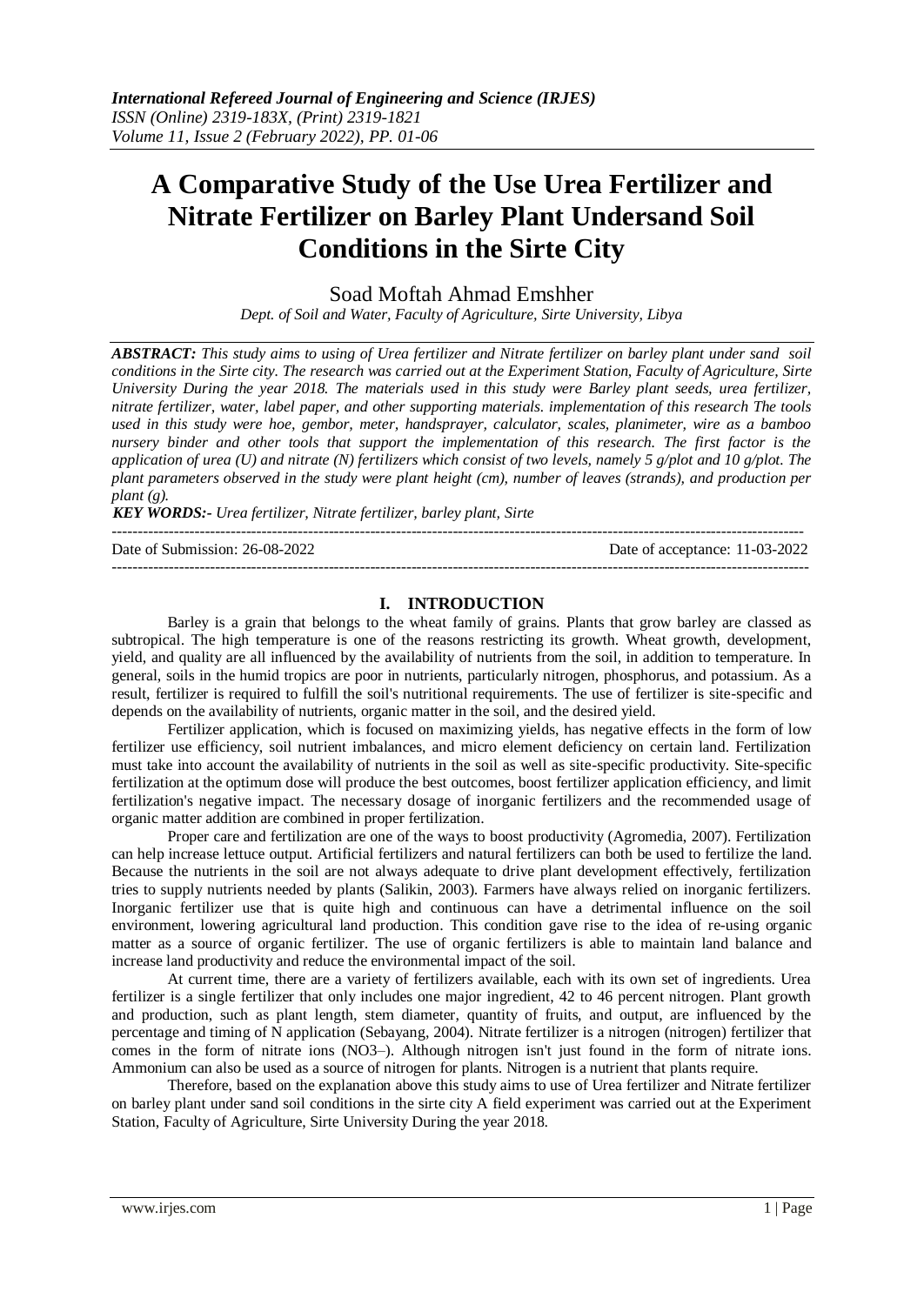# A Comparative Study of the Use Urea Fertilizer and Nitrate Fertilizer on Barley Plant Undersand Soil Conditions in the Sirte City

Soad Moftah Ahmad Emshher

*Dept. of Soil and Water, Faculty of Agriculture, Sirte University, Libya*

***ABSTRACT:*** *This study aims to using of Urea fertilizer and Nitrate fertilizer on barley plant under sand soil conditions in the Sirte city. The research was carried out at the Experiment Station, Faculty of Agriculture, Sirte University During the year 2018. The materials used in this study were Barley plant seeds, urea fertilizer, nitrate fertilizer, water, label paper, and other supporting materials. implementation of this research The tools used in this study were hoe, gembor, meter, handsprayer, calculator, scales, planimeter, wire as a bamboo nursery binder and other tools that support the implementation of this research. The first factor is the application of urea (U) and nitrate (N) fertilizers which consist of two levels, namely 5 g/plot and 10 g/plot. The plant parameters observed in the study were plant height (cm), number of leaves (strands), and production per plant (g).*

***KEY WORDS:-*** *Urea fertilizer, Nitrate fertilizer, barley plant, Sirte*

---

Date of Submission: 26-08-2022 Date of acceptance: 11-03-2022

---

## I. INTRODUCTION

Barley is a grain that belongs to the wheat family of grains. Plants that grow barley are classed as subtropical. The high temperature is one of the reasons restricting its growth. Wheat growth, development, yield, and quality are all influenced by the availability of nutrients from the soil, in addition to temperature. In general, soils in the humid tropics are poor in nutrients, particularly nitrogen, phosphorus, and potassium. As a result, fertilizer is required to fulfill the soil's nutritional requirements. The use of fertilizer is site-specific and depends on the availability of nutrients, organic matter in the soil, and the desired yield.

Fertilizer application, which is focused on maximizing yields, has negative effects in the form of low fertilizer use efficiency, soil nutrient imbalances, and micro element deficiency on certain land. Fertilization must take into account the availability of nutrients in the soil as well as site-specific productivity. Site-specific fertilization at the optimum dose will produce the best outcomes, boost fertilizer application efficiency, and limit fertilization's negative impact. The necessary dosage of inorganic fertilizers and the recommended usage of organic matter addition are combined in proper fertilization.

Proper care and fertilization are one of the ways to boost productivity (Agromedia, 2007). Fertilization can help increase lettuce output. Artificial fertilizers and natural fertilizers can both be used to fertilize the land. Because the nutrients in the soil are not always adequate to drive plant development effectively, fertilization tries to supply nutrients needed by plants (Salikin, 2003). Farmers have always relied on inorganic fertilizers. Inorganic fertilizer use that is quite high and continuous can have a detrimental influence on the soil environment, lowering agricultural land production. This condition gave rise to the idea of re-using organic matter as a source of organic fertilizer. The use of organic fertilizers is able to maintain land balance and increase land productivity and reduce the environmental impact of the soil.

At current time, there are a variety of fertilizers available, each with its own set of ingredients. Urea fertilizer is a single fertilizer that only includes one major ingredient, 42 to 46 percent nitrogen. Plant growth and production, such as plant length, stem diameter, quantity of fruits, and output, are influenced by the percentage and timing of N application (Sebayang, 2004). Nitrate fertilizer is a nitrogen (nitrogen) fertilizer that comes in the form of nitrate ions ($NO_3^–$). Although nitrogen isn't just found in the form of nitrate ions. Ammonium can also be used as a source of nitrogen for plants. Nitrogen is a nutrient that plants require.

Therefore, based on the explanation above this study aims to use of Urea fertilizer and Nitrate fertilizer on barley plant under sand soil conditions in the sirte city A field experiment was carried out at the Experiment Station, Faculty of Agriculture, Sirte University During the year 2018.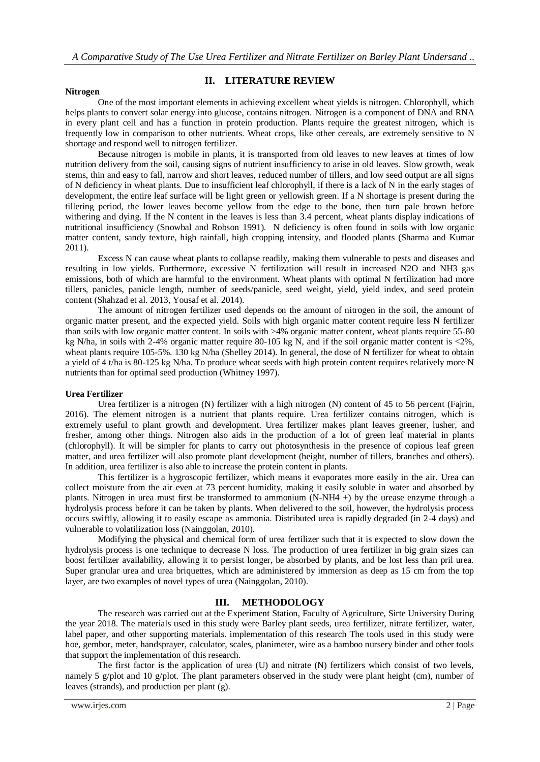## II. LITERATURE REVIEW

**Nitrogen**

One of the most important elements in achieving excellent wheat yields is nitrogen. Chlorophyll, which helps plants to convert solar energy into glucose, contains nitrogen. Nitrogen is a component of DNA and RNA in every plant cell and has a function in protein production. Plants require the greatest nitrogen, which is frequently low in comparison to other nutrients. Wheat crops, like other cereals, are extremely sensitive to N shortage and respond well to nitrogen fertilizer.

Because nitrogen is mobile in plants, it is transported from old leaves to new leaves at times of low nutrition delivery from the soil, causing signs of nutrient insufficiency to arise in old leaves. Slow growth, weak stems, thin and easy to fall, narrow and short leaves, reduced number of tillers, and low seed output are all signs of N deficiency in wheat plants. Due to insufficient leaf chlorophyll, if there is a lack of N in the early stages of development, the entire leaf surface will be light green or yellowish green. If a N shortage is present during the tillering period, the lower leaves become yellow from the edge to the bone, then turn pale brown before withering and dying. If the N content in the leaves is less than 3.4 percent, wheat plants display indications of nutritional insufficiency (Snowbal and Robson 1991). N deficiency is often found in soils with low organic matter content, sandy texture, high rainfall, high cropping intensity, and flooded plants (Sharma and Kumar 2011).

Excess N can cause wheat plants to collapse readily, making them vulnerable to pests and diseases and resulting in low yields. Furthermore, excessive N fertilization will result in increased N2O and NH3 gas emissions, both of which are harmful to the environment. Wheat plants with optimal N fertilization had more tillers, panicles, panicle length, number of seeds/panicle, seed weight, yield, yield index, and seed protein content (Shahzad et al. 2013, Yousaf et al. 2014).

The amount of nitrogen fertilizer used depends on the amount of nitrogen in the soil, the amount of organic matter present, and the expected yield. Soils with high organic matter content require less N fertilizer than soils with low organic matter content. In soils with >4% organic matter content, wheat plants require 55-80 kg N/ha, in soils with 2-4% organic matter require 80-105 kg N, and if the soil organic matter content is <2%, wheat plants require 105-5%. 130 kg N/ha (Shelley 2014). In general, the dose of N fertilizer for wheat to obtain a yield of 4 t/ha is 80-125 kg N/ha. To produce wheat seeds with high protein content requires relatively more N nutrients than for optimal seed production (Whitney 1997).

**Urea Fertilizer**

Urea fertilizer is a nitrogen (N) fertilizer with a high nitrogen (N) content of 45 to 56 percent (Fajrin, 2016). The element nitrogen is a nutrient that plants require. Urea fertilizer contains nitrogen, which is extremely useful to plant growth and development. Urea fertilizer makes plant leaves greener, lusher, and fresher, among other things. Nitrogen also aids in the production of a lot of green leaf material in plants (chlorophyll). It will be simpler for plants to carry out photosynthesis in the presence of copious leaf green matter, and urea fertilizer will also promote plant development (height, number of tillers, branches and others). In addition, urea fertilizer is also able to increase the protein content in plants.

This fertilizer is a hygroscopic fertilizer, which means it evaporates more easily in the air. Urea can collect moisture from the air even at 73 percent humidity, making it easily soluble in water and absorbed by plants. Nitrogen in urea must first be transformed to ammonium (N-NH4 +) by the urease enzyme through a hydrolysis process before it can be taken by plants. When delivered to the soil, however, the hydrolysis process occurs swiftly, allowing it to easily escape as ammonia. Distributed urea is rapidly degraded (in 2-4 days) and vulnerable to volatilization loss (Nainggolan, 2010).

Modifying the physical and chemical form of urea fertilizer such that it is expected to slow down the hydrolysis process is one technique to decrease N loss. The production of urea fertilizer in big grain sizes can boost fertilizer availability, allowing it to persist longer, be absorbed by plants, and be lost less than pril urea. Super granular urea and urea briquettes, which are administered by immersion as deep as 15 cm from the top layer, are two examples of novel types of urea (Nainggolan, 2010).

## III. METHODOLOGY

The research was carried out at the Experiment Station, Faculty of Agriculture, Sirte University During the year 2018. The materials used in this study were Barley plant seeds, urea fertilizer, nitrate fertilizer, water, label paper, and other supporting materials. implementation of this research The tools used in this study were hoe, gembor, meter, handsprayer, calculator, scales, planimeter, wire as a bamboo nursery binder and other tools that support the implementation of this research.

The first factor is the application of urea (U) and nitrate (N) fertilizers which consist of two levels, namely 5 g/plot and 10 g/plot. The plant parameters observed in the study were plant height (cm), number of leaves (strands), and production per plant (g).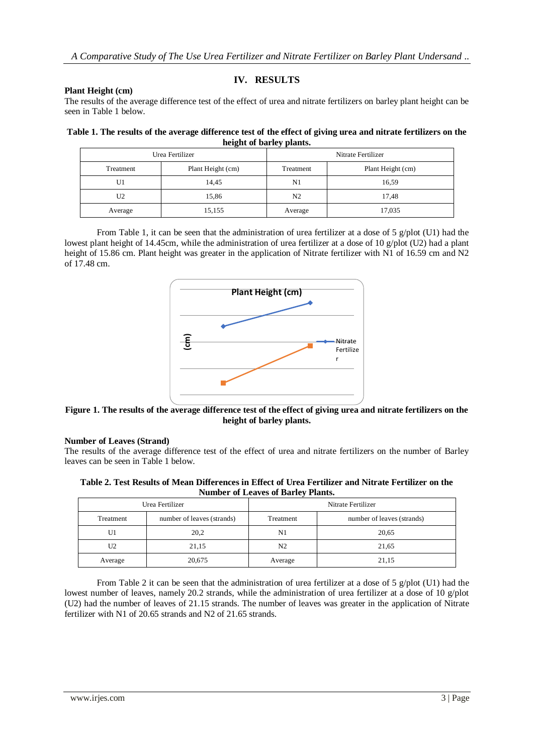## IV. RESULTS

**Plant Height (cm)**

The results of the average difference test of the effect of urea and nitrate fertilizers on barley plant height can be seen in Table 1 below.

**Table 1. The results of the average difference test of the effect of giving urea and nitrate fertilizers on the height of barley plants.**

| Urea Fertilizer | | Nitrate Fertilizer | |
|---|---|---|---|
| Treatment | Plant Height (cm) | Treatment | Plant Height (cm) |
| U1 | 14,45 | N1 | 16,59 |
| U2 | 15,86 | N2 | 17,48 |
| Average | 15,155 | Average | 17,035 |

From Table 1, it can be seen that the administration of urea fertilizer at a dose of 5 g/plot (U1) had the lowest plant height of 14.45cm, while the administration of urea fertilizer at a dose of 10 g/plot (U2) had a plant height of 15.86 cm. Plant height was greater in the application of Nitrate fertilizer with N1 of 16.59 cm and N2 of 17.48 cm.

**Figure 1. The results of the average difference test of the effect of giving urea and nitrate fertilizers on the height of barley plants.**

**Number of Leaves (Strand)**

The results of the average difference test of the effect of urea and nitrate fertilizers on the number of Barley leaves can be seen in Table 1 below.

**Table 2. Test Results of Mean Differences in Effect of Urea Fertilizer and Nitrate Fertilizer on the Number of Leaves of Barley Plants.**

| Urea Fertilizer | | Nitrate Fertilizer | |
|---|---|---|---|
| Treatment | number of leaves (strands) | Treatment | number of leaves (strands) |
| U1 | 20,2 | N1 | 20,65 |
| U2 | 21,15 | N2 | 21,65 |
| Average | 20,675 | Average | 21,15 |

From Table 2 it can be seen that the administration of urea fertilizer at a dose of 5 g/plot (U1) had the lowest number of leaves, namely 20.2 strands, while the administration of urea fertilizer at a dose of 10 g/plot (U2) had the number of leaves of 21.15 strands. The number of leaves was greater in the application of Nitrate fertilizer with N1 of 20.65 strands and N2 of 21.65 strands.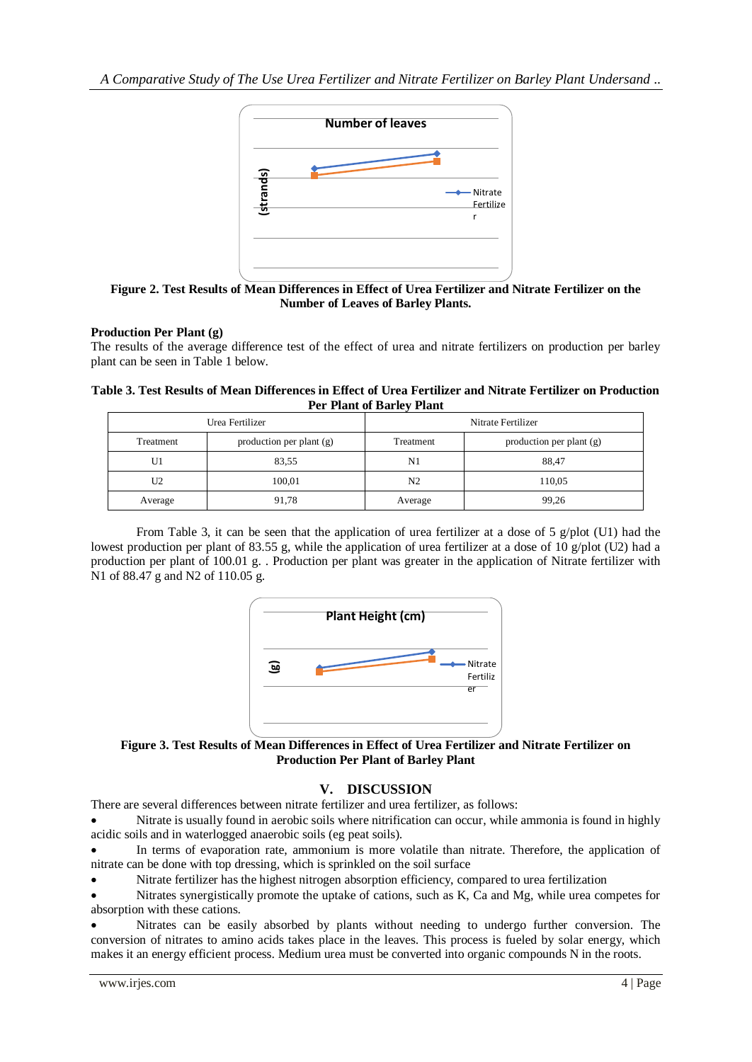**Figure 2. Test Results of Mean Differences in Effect of Urea Fertilizer and Nitrate Fertilizer on the Number of Leaves of Barley Plants.**

**Production Per Plant (g)**

The results of the average difference test of the effect of urea and nitrate fertilizers on production per barley plant can be seen in Table 1 below.

**Table 3. Test Results of Mean Differences in Effect of Urea Fertilizer and Nitrate Fertilizer on Production Per Plant of Barley Plant**

| Urea Fertilizer | | Nitrate Fertilizer | |
|---|---|---|---|
| Treatment | production per plant (g) | Treatment | production per plant (g) |
| U1 | 83,55 | N1 | 88,47 |
| U2 | 100,01 | N2 | 110,05 |
| Average | 91,78 | Average | 99,26 |

From Table 3, it can be seen that the application of urea fertilizer at a dose of 5 g/plot (U1) had the lowest production per plant of 83.55 g, while the application of urea fertilizer at a dose of 10 g/plot (U2) had a production per plant of 100.01 g. . Production per plant was greater in the application of Nitrate fertilizer with N1 of 88.47 g and N2 of 110.05 g.

**Figure 3. Test Results of Mean Differences in Effect of Urea Fertilizer and Nitrate Fertilizer on Production Per Plant of Barley Plant**

## V. DISCUSSION

There are several differences between nitrate fertilizer and urea fertilizer, as follows:

- Nitrate is usually found in aerobic soils where nitrification can occur, while ammonia is found in highly acidic soils and in waterlogged anaerobic soils (eg peat soils).
- In terms of evaporation rate, ammonium is more volatile than nitrate. Therefore, the application of nitrate can be done with top dressing, which is sprinkled on the soil surface
- Nitrate fertilizer has the highest nitrogen absorption efficiency, compared to urea fertilization
- Nitrates synergistically promote the uptake of cations, such as K, Ca and Mg, while urea competes for absorption with these cations.
- Nitrates can be easily absorbed by plants without needing to undergo further conversion. The conversion of nitrates to amino acids takes place in the leaves. This process is fueled by solar energy, which makes it an energy efficient process. Medium urea must be converted into organic compounds N in the roots.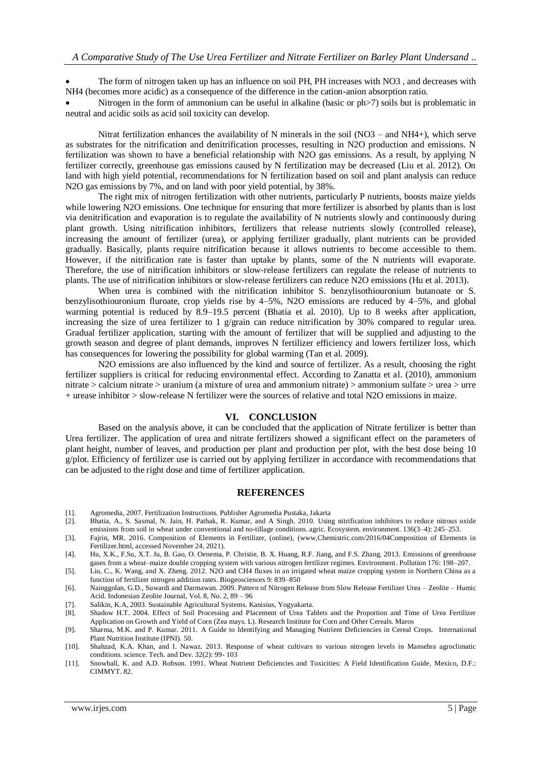- The form of nitrogen taken up has an influence on soil PH, PH increases with NO3 , and decreases with NH4 (becomes more acidic) as a consequence of the difference in the cation-anion absorption ratio.
- Nitrogen in the form of ammonium can be useful in alkaline (basic or ph>7) soils but is problematic in neutral and acidic soils as acid soil toxicity can develop.

Nitrat fertilization enhances the availability of N minerals in the soil ($NO_3^-$ and $NH_4^+$), which serve as substrates for the nitrification and denitrification processes, resulting in $N_2O$ production and emissions. N fertilization was shown to have a beneficial relationship with $N_2O$ gas emissions. As a result, by applying N fertilizer correctly, greenhouse gas emissions caused by N fertilization may be decreased (Liu et al. 2012). On land with high yield potential, recommendations for N fertilization based on soil and plant analysis can reduce $N_2O$ gas emissions by 7%, and on land with poor yield potential, by 38%.

The right mix of nitrogen fertilization with other nutrients, particularly P nutrients, boosts maize yields while lowering $N_2O$ emissions. One technique for ensuring that more fertilizer is absorbed by plants than is lost via denitrification and evaporation is to regulate the availability of N nutrients slowly and continuously during plant growth. Using nitrification inhibitors, fertilizers that release nutrients slowly (controlled release), increasing the amount of fertilizer (urea), or applying fertilizer gradually, plant nutrients can be provided gradually. Basically, plants require nitrification because it allows nutrients to become accessible to them. However, if the nitrification rate is faster than uptake by plants, some of the N nutrients will evaporate. Therefore, the use of nitrification inhibitors or slow-release fertilizers can regulate the release of nutrients to plants. The use of nitrification inhibitors or slow-release fertilizers can reduce $N_2O$ emissions (Hu et al. 2013).

When urea is combined with the nitrification inhibitor S. benzylisothiouronium butanoate or S. benzylisothiouronium fluroate, crop yields rise by 4–5%, $N_2O$ emissions are reduced by 4–5%, and global warming potential is reduced by 8.9–19.5 percent (Bhatia et al. 2010). Up to 8 weeks after application, increasing the size of urea fertilizer to 1 g/grain can reduce nitrification by 30% compared to regular urea. Gradual fertilizer application, starting with the amount of fertilizer that will be supplied and adjusting to the growth season and degree of plant demands, improves N fertilizer efficiency and lowers fertilizer loss, which has consequences for lowering the possibility for global warming (Tan et al. 2009).

$N_2O$ emissions are also influenced by the kind and source of fertilizer. As a result, choosing the right fertilizer suppliers is critical for reducing environmental effect. According to Zanatta et al. (2010), ammonium nitrate > calcium nitrate > uranium (a mixture of urea and ammonium nitrate) > ammonium sulfate > urea > urre + urease inhibitor > slow-release N fertilizer were the sources of relative and total $N_2O$ emissions in maize.

## VI. CONCLUSION

Based on the analysis above, it can be concluded that the application of Nitrate fertilizer is better than Urea fertilizer. The application of urea and nitrate fertilizers showed a significant effect on the parameters of plant height, number of leaves, and production per plant and production per plot, with the best dose being 10 g/plot. Efficiency of fertilizer use is carried out by applying fertilizer in accordance with recommendations that can be adjusted to the right dose and time of fertilizer application.

## REFERENCES

[1]. Agromedia, 2007. Fertilization Instructions. Publisher Agromedia Pustaka, Jakarta

[2]. Bhatia, A., S. Sasmal, N. Jain, H. Pathak, R. Kumar, and A Singh. 2010. Using nitrification inhibitors to reduce nitrous oxide emissions from soil in wheat under conventional and no-tillage conditions. agric. Ecosystem. environment. 136(3–4): 245–253.

[3]. Fajrin, MR. 2016. Composition of Elements in Fertilizer, (online), (www,Chemistric.com/2016/04Composition of Elements in Fertilizer.html, accessed November 24, 2021).

[4]. Hu, X.K., F.Su, X.T. Ju, B. Gao, O. Oenema, P. Christie, B. X. Huang, R.F. Jiang, and F.S. Zhang. 2013. Emissions of greenhouse gases from a wheat–maize double cropping system with various nitrogen fertilizer regimes. Environment. Pollution 176: 198–207.

[5]. Liu, C., K. Wang, and X. Zheng. 2012. N2O and CH4 fluxes in an irrigated wheat maize cropping system in Northern China as a function of fertilizer nitrogen addition rates. Biogeosciences 9: 839–850

[6]. Nainggolan, G.D., Suwardi and Darmawan. 2009. Pattern of Nitrogen Release from Slow Release Fertilizer Urea – Zeolite – Humic Acid. Indonesian Zeolite Journal, Vol. 8, No. 2, 89 – 96

[7]. Salikin, K.A, 2003. Sustainable Agricultural Systems. Kanisius, Yogyakarta.

[8]. Shadow H.T. 2004. Effect of Soil Processing and Placement of Urea Tablets and the Proportion and Time of Urea Fertilizer Application on Growth and Yield of Corn (Zea mays. L). Research Institute for Corn and Other Cereals. Maros

[9]. Sharma, M.K. and P. Kumar. 2011. A Guide to Identifying and Managing Nutrient Deficiencies in Cereal Crops. International Plant Nutrition Institute (IPNI). 50.

[10]. Shahzad, K.A. Khan, and I. Nawaz. 2013. Response of wheat cultivars to various nitrogen levels in Mansehra agroclimatic conditions. science. Tech. and Dev. 32(2): 99- 103

[11]. Snowball, K. and A.D. Robson. 1991. Wheat Nutrient Deficiencies and Toxicities: A Field Identification Guide, Mexico, D.F.: CIMMYT. 82.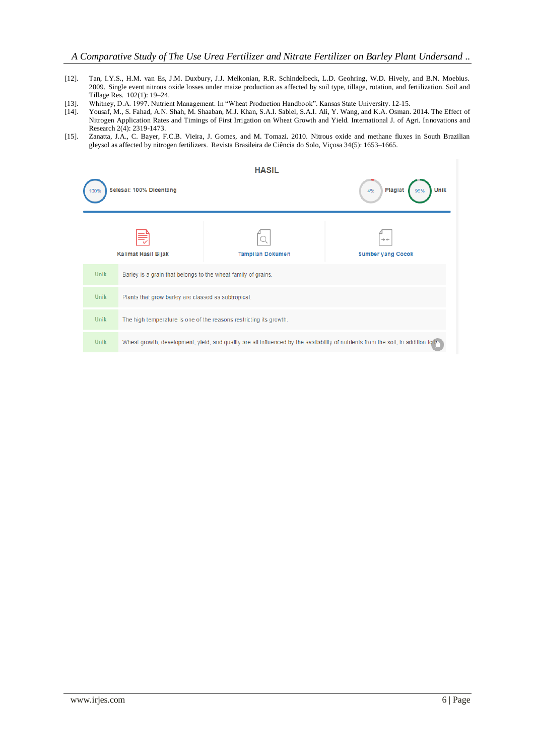[12]. Tan, I.Y.S., H.M. van Es, J.M. Duxbury, J.J. Melkonian, R.R. Schindelbeck, L.D. Geohring, W.D. Hively, and B.N. Moebius. 2009. Single event nitrous oxide losses under maize production as affected by soil type, tillage, rotation, and fertilization. Soil and Tillage Res. 102(1): 19–24.

[13]. Whitney, D.A. 1997. Nutrient Management. In "Wheat Production Handbook". Kansas State University. 12-15.

[14]. Yousaf, M., S. Fahad, A.N. Shah, M. Shaaban, M.J. Khan, S.A.I. Sabiel, S.A.I. Ali, Y. Wang, and K.A. Osman. 2014. The Effect of Nitrogen Application Rates and Timings of First Irrigation on Wheat Growth and Yield. International J. of Agri. Innovations and Research 2(4): 2319-1473.

[15]. Zanatta, J.A., C. Bayer, F.C.B. Vieira, J. Gomes, and M. Tomazi. 2010. Nitrous oxide and methane fluxes in South Brazilian gleysol as affected by nitrogen fertilizers. Revista Brasileira de Ciência do Solo, Viçosa 34(5): 1653–1665.

**HASIL**

100% Selesai: 100% Dicentang

4% Plagiat 96% Unik

Kalimat Hasil Bijak | Tampilan Dokumen | Sumber yang Cocok

| | |
|---|---|
| Unik | Barley is a grain that belongs to the wheat family of grains. |
| Unik | Plants that grow barley are classed as subtropical. |
| Unik | The high temperature is one of the reasons restricting its growth. |
| Unik | Wheat growth, development, yield, and quality are all influenced by the availability of nutrients from the soil, in addition to t... |